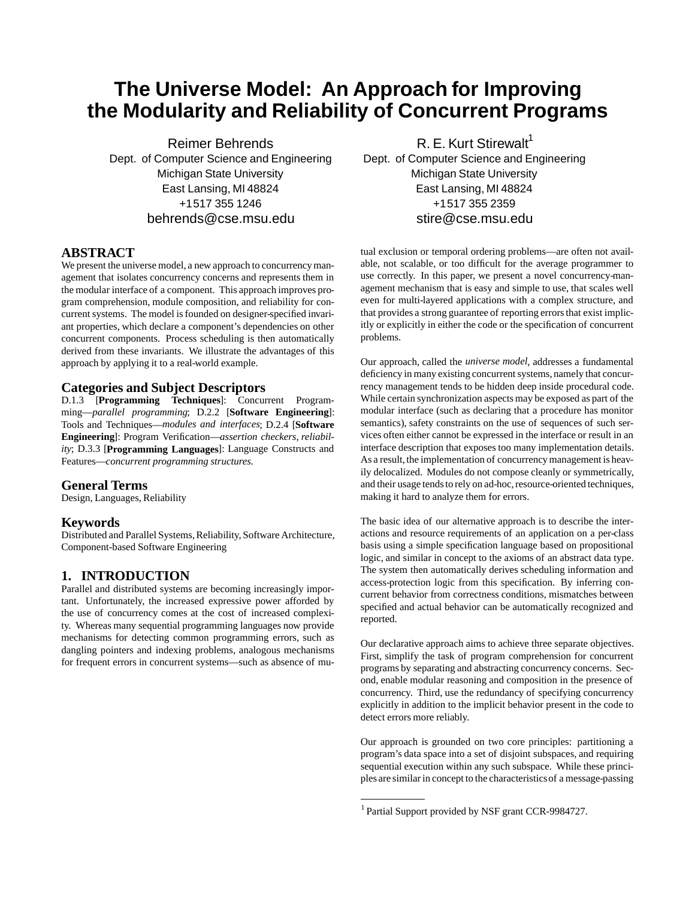# The Universe Model: An Approach for Improving the Modularity and Reliability of Concurrent Programs

Reimer Behrends
Dept. of Computer Science and Engineering
Michigan State University
East Lansing, MI 48824
+1517 355 1246
behrends@cse.msu.edu

R. E. Kurt Stirewalt[1]
Dept. of Computer Science and Engineering
Michigan State University
East Lansing, MI 48824
+1517 355 2359
stire@cse.msu.edu

## ABSTRACT

We present the universe model, a new approach to concurrency management that isolates concurrency concerns and represents them in the modular interface of a component. This approach improves program comprehension, module composition, and reliability for concurrent systems. The model is founded on designer-specified invariant properties, which declare a component's dependencies on other concurrent components. Process scheduling is then automatically derived from these invariants. We illustrate the advantages of this approach by applying it to a real-world example.

### Categories and Subject Descriptors

D.1.3 [**Programming Techniques**]: Concurrent Programming—*parallel programming*; D.2.2 [**Software Engineering**]: Tools and Techniques—*modules and interfaces*; D.2.4 [**Software Engineering**]: Program Verification—*assertion checkers, reliability*; D.3.3 [**Programming Languages**]: Language Constructs and Features—*concurrent programming structures.*

### General Terms

Design, Languages, Reliability

### Keywords

Distributed and Parallel Systems, Reliability, Software Architecture, Component-based Software Engineering

## 1. INTRODUCTION

Parallel and distributed systems are becoming increasingly important. Unfortunately, the increased expressive power afforded by the use of concurrency comes at the cost of increased complexity. Whereas many sequential programming languages now provide mechanisms for detecting common programming errors, such as dangling pointers and indexing problems, analogous mechanisms for frequent errors in concurrent systems—such as absence of mutual exclusion or temporal ordering problems—are often not available, not scalable, or too difficult for the average programmer to use correctly. In this paper, we present a novel concurrency-management mechanism that is easy and simple to use, that scales well even for multi-layered applications with a complex structure, and that provides a strong guarantee of reporting errors that exist implicitly or explicitly in either the code or the specification of concurrent problems.

Our approach, called the *universe model*, addresses a fundamental deficiency in many existing concurrent systems, namely that concurrency management tends to be hidden deep inside procedural code. While certain synchronization aspects may be exposed as part of the modular interface (such as declaring that a procedure has monitor semantics), safety constraints on the use of sequences of such services often either cannot be expressed in the interface or result in an interface description that exposes too many implementation details. As a result, the implementation of concurrency management is heavily delocalized. Modules do not compose cleanly or symmetrically, and their usage tends to rely on ad-hoc, resource-oriented techniques, making it hard to analyze them for errors.

The basic idea of our alternative approach is to describe the interactions and resource requirements of an application on a per-class basis using a simple specification language based on propositional logic, and similar in concept to the axioms of an abstract data type. The system then automatically derives scheduling information and access-protection logic from this specification. By inferring concurrent behavior from correctness conditions, mismatches between specified and actual behavior can be automatically recognized and reported.

Our declarative approach aims to achieve three separate objectives. First, simplify the task of program comprehension for concurrent programs by separating and abstracting concurrency concerns. Second, enable modular reasoning and composition in the presence of concurrency. Third, use the redundancy of specifying concurrency explicitly in addition to the implicit behavior present in the code to detect errors more reliably.

Our approach is grounded on two core principles: partitioning a program's data space into a set of disjoint subspaces, and requiring sequential execution within any such subspace. While these principles are similar in concept to the characteristics of a message-passing

[1] Partial Support provided by NSF grant CCR-9984727.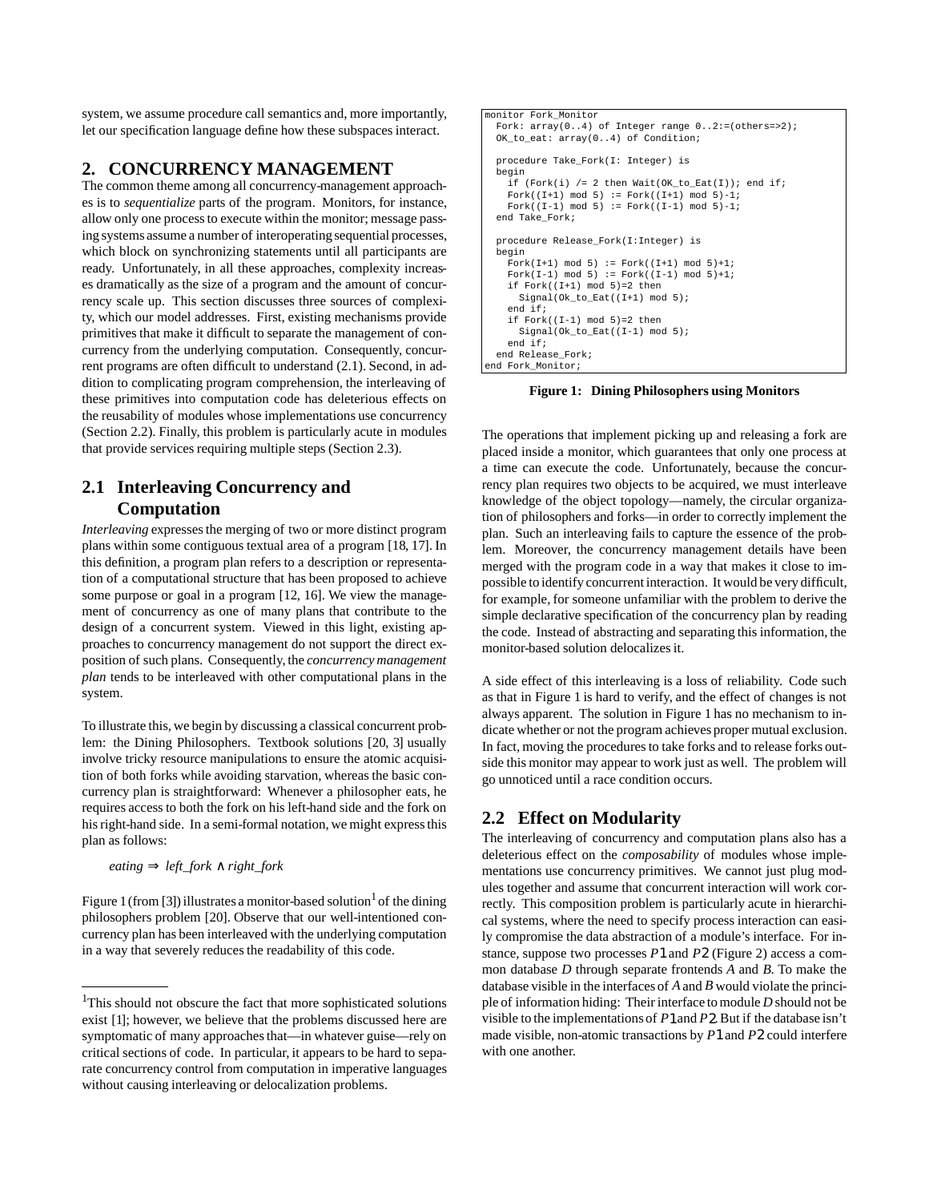system, we assume procedure call semantics and, more importantly, let our specification language define how these subspaces interact.

## 2. CONCURRENCY MANAGEMENT

The common theme among all concurrency-management approaches is to *sequentialize* parts of the program. Monitors, for instance, allow only one process to execute within the monitor; message passing systems assume a number of interoperating sequential processes, which block on synchronizing statements until all participants are ready. Unfortunately, in all these approaches, complexity increases dramatically as the size of a program and the amount of concurrency scale up. This section discusses three sources of complexity, which our model addresses. First, existing mechanisms provide primitives that make it difficult to separate the management of concurrency from the underlying computation. Consequently, concurrent programs are often difficult to understand (2.1). Second, in addition to complicating program comprehension, the interleaving of these primitives into computation code has deleterious effects on the reusability of modules whose implementations use concurrency (Section 2.2). Finally, this problem is particularly acute in modules that provide services requiring multiple steps (Section 2.3).

### 2.1 Interleaving Concurrency and Computation

*Interleaving* expresses the merging of two or more distinct program plans within some contiguous textual area of a program [18, 17]. In this definition, a program plan refers to a description or representation of a computational structure that has been proposed to achieve some purpose or goal in a program [12, 16]. We view the management of concurrency as one of many plans that contribute to the design of a concurrent system. Viewed in this light, existing approaches to concurrency management do not support the direct exposition of such plans. Consequently, the *concurrency management plan* tends to be interleaved with other computational plans in the system.

To illustrate this, we begin by discussing a classical concurrent problem: the Dining Philosophers. Textbook solutions [20, 3] usually involve tricky resource manipulations to ensure the atomic acquisition of both forks while avoiding starvation, whereas the basic concurrency plan is straightforward: Whenever a philosopher eats, he requires access to both the fork on his left-hand side and the fork on his right-hand side. In a semi-formal notation, we might express this plan as follows:

$$eating \Rightarrow left\_fork \wedge right\_fork$$

Figure 1 (from [3]) illustrates a monitor-based solution[1] of the dining philosophers problem [20]. Observe that our well-intentioned concurrency plan has been interleaved with the underlying computation in a way that severely reduces the readability of this code.

[1] This should not obscure the fact that more sophisticated solutions exist [1]; however, we believe that the problems discussed here are symptomatic of many approaches that—in whatever guise—rely on critical sections of code. In particular, it appears to be hard to separate concurrency control from computation in imperative languages without causing interleaving or delocalization problems.

```
monitor Fork_Monitor
  Fork: array(0..4) of Integer range 0..2:=(others=>2);
  OK_to_eat: array(0..4) of Condition;

  procedure Take_Fork(I: Integer) is
  begin
    if (Fork(i) /= 2 then Wait(OK_to_Eat(I)); end if;
    Fork((I+1) mod 5) := Fork((I+1) mod 5)-1;
    Fork((I-1) mod 5) := Fork((I-1) mod 5)-1;
  end Take_Fork;

  procedure Release_Fork(I:Integer) is
  begin
    Fork(I+1) mod 5) := Fork((I+1) mod 5)+1;
    Fork(I-1) mod 5) := Fork((I-1) mod 5)+1;
    if Fork((I+1) mod 5)=2 then
      Signal(Ok_to_Eat((I+1) mod 5);
    end if;
    if Fork((I-1) mod 5)=2 then
      Signal(Ok_to_Eat((I-1) mod 5);
    end if;
  end Release_Fork;
end Fork_Monitor;
```

**Figure 1: Dining Philosophers using Monitors**

The operations that implement picking up and releasing a fork are placed inside a monitor, which guarantees that only one process at a time can execute the code. Unfortunately, because the concurrency plan requires two objects to be acquired, we must interleave knowledge of the object topology—namely, the circular organization of philosophers and forks—in order to correctly implement the plan. Such an interleaving fails to capture the essence of the problem. Moreover, the concurrency management details have been merged with the program code in a way that makes it close to impossible to identify concurrent interaction. It would be very difficult, for example, for someone unfamiliar with the problem to derive the simple declarative specification of the concurrency plan by reading the code. Instead of abstracting and separating this information, the monitor-based solution delocalizes it.

A side effect of this interleaving is a loss of reliability. Code such as that in Figure 1 is hard to verify, and the effect of changes is not always apparent. The solution in Figure 1 has no mechanism to indicate whether or not the program achieves proper mutual exclusion. In fact, moving the procedures to take forks and to release forks outside this monitor may appear to work just as well. The problem will go unnoticed until a race condition occurs.

### 2.2 Effect on Modularity

The interleaving of concurrency and computation plans also has a deleterious effect on the *composability* of modules whose implementations use concurrency primitives. We cannot just plug modules together and assume that concurrent interaction will work correctly. This composition problem is particularly acute in hierarchical systems, where the need to specify process interaction can easily compromise the data abstraction of a module's interface. For instance, suppose two processes $P1$ and $P2$ (Figure 2) access a common database $D$ through separate frontends $A$ and $B$. To make the database visible in the interfaces of $A$ and $B$ would violate the principle of information hiding: Their interface to module $D$ should not be visible to the implementations of $P1$ and $P2$. But if the database isn't made visible, non-atomic transactions by $P1$ and $P2$ could interfere with one another.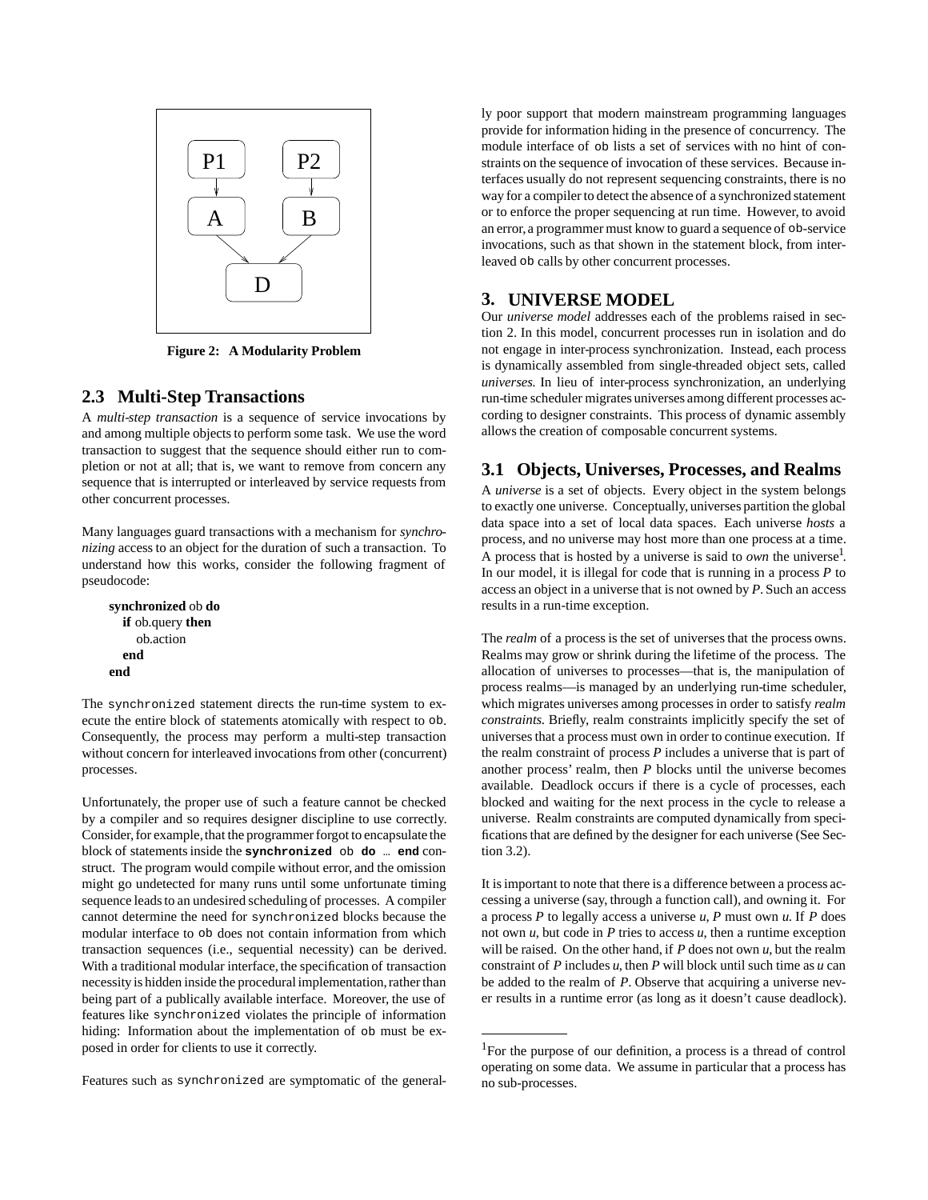**Figure 2: A Modularity Problem**

## 2.3 Multi-Step Transactions

A *multi-step transaction* is a sequence of service invocations by and among multiple objects to perform some task. We use the word transaction to suggest that the sequence should either run to completion or not at all; that is, we want to remove from concern any sequence that is interrupted or interleaved by service requests from other concurrent processes.

Many languages guard transactions with a mechanism for *synchronizing* access to an object for the duration of such a transaction. To understand how this works, consider the following fragment of pseudocode:

```
synchronized ob do
  if ob.query then
    ob.action
  end
end
```

The synchronized statement directs the run-time system to execute the entire block of statements atomically with respect to ob. Consequently, the process may perform a multi-step transaction without concern for interleaved invocations from other (concurrent) processes.

Unfortunately, the proper use of such a feature cannot be checked by a compiler and so requires designer discipline to use correctly. Consider, for example, that the programmer forgot to encapsulate the block of statements inside the **synchronized** ob **do** … **end** construct. The program would compile without error, and the omission might go undetected for many runs until some unfortunate timing sequence leads to an undesired scheduling of processes. A compiler cannot determine the need for synchronized blocks because the modular interface to ob does not contain information from which transaction sequences (i.e., sequential necessity) can be derived. With a traditional modular interface, the specification of transaction necessity is hidden inside the procedural implementation, rather than being part of a publically available interface. Moreover, the use of features like synchronized violates the principle of information hiding: Information about the implementation of ob must be exposed in order for clients to use it correctly.

Features such as synchronized are symptomatic of the generally poor support that modern mainstream programming languages provide for information hiding in the presence of concurrency. The module interface of ob lists a set of services with no hint of constraints on the sequence of invocation of these services. Because interfaces usually do not represent sequencing constraints, there is no way for a compiler to detect the absence of a synchronized statement or to enforce the proper sequencing at run time. However, to avoid an error, a programmer must know to guard a sequence of ob-service invocations, such as that shown in the statement block, from interleaved ob calls by other concurrent processes.

# 3. UNIVERSE MODEL

Our *universe model* addresses each of the problems raised in section 2. In this model, concurrent processes run in isolation and do not engage in inter-process synchronization. Instead, each process is dynamically assembled from single-threaded object sets, called *universes.* In lieu of inter-process synchronization, an underlying run-time scheduler migrates universes among different processes according to designer constraints. This process of dynamic assembly allows the creation of composable concurrent systems.

## 3.1 Objects, Universes, Processes, and Realms

A *universe* is a set of objects. Every object in the system belongs to exactly one universe. Conceptually, universes partition the global data space into a set of local data spaces. Each universe *hosts* a process, and no universe may host more than one process at a time. A process that is hosted by a universe is said to *own* the universe[1]. In our model, it is illegal for code that is running in a process *P* to access an object in a universe that is not owned by *P*. Such an access results in a run-time exception.

The *realm* of a process is the set of universes that the process owns. Realms may grow or shrink during the lifetime of the process. The allocation of universes to processes—that is, the manipulation of process realms—is managed by an underlying run-time scheduler, which migrates universes among processes in order to satisfy *realm constraints.* Briefly, realm constraints implicitly specify the set of universes that a process must own in order to continue execution. If the realm constraint of process *P* includes a universe that is part of another process' realm, then *P* blocks until the universe becomes available. Deadlock occurs if there is a cycle of processes, each blocked and waiting for the next process in the cycle to release a universe. Realm constraints are computed dynamically from specifications that are defined by the designer for each universe (See Section 3.2).

It is important to note that there is a difference between a process accessing a universe (say, through a function call), and owning it. For a process *P* to legally access a universe *u*, *P* must own *u*. If *P* does not own *u*, but code in *P* tries to access *u*, then a runtime exception will be raised. On the other hand, if *P* does not own *u*, but the realm constraint of *P* includes *u*, then *P* will block until such time as *u* can be added to the realm of *P*. Observe that acquiring a universe never results in a runtime error (as long as it doesn't cause deadlock).

[1]For the purpose of our definition, a process is a thread of control operating on some data. We assume in particular that a process has no sub-processes.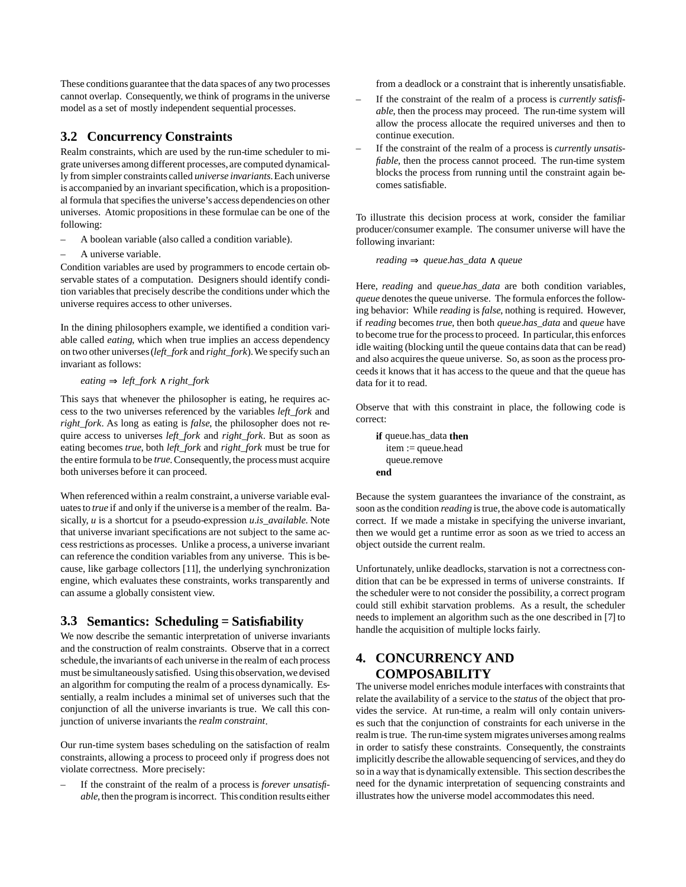These conditions guarantee that the data spaces of any two processes cannot overlap. Consequently, we think of programs in the universe model as a set of mostly independent sequential processes.

## 3.2 Concurrency Constraints

Realm constraints, which are used by the run-time scheduler to migrate universes among different processes, are computed dynamically from simpler constraints called *universe invariants*. Each universe is accompanied by an invariant specification, which is a propositional formula that specifies the universe's access dependencies on other universes. Atomic propositions in these formulae can be one of the following:

- A boolean variable (also called a condition variable).
- A universe variable.

Condition variables are used by programmers to encode certain observable states of a computation. Designers should identify condition variables that precisely describe the conditions under which the universe requires access to other universes.

In the dining philosophers example, we identified a condition variable called *eating*, which when true implies an access dependency on two other universes (*left_fork* and *right_fork*). We specify such an invariant as follows:

$$eating \Rightarrow left\_fork \wedge right\_fork$$

This says that whenever the philosopher is eating, he requires access to the two universes referenced by the variables *left_fork* and *right_fork*. As long as eating is *false*, the philosopher does not require access to universes *left_fork* and *right_fork*. But as soon as eating becomes *true*, both *left_fork* and *right_fork* must be true for the entire formula to be *true*. Consequently, the process must acquire both universes before it can proceed.

When referenced within a realm constraint, a universe variable evaluates to *true* if and only if the universe is a member of the realm. Basically, *u* is a shortcut for a pseudo-expression *u.is_available*. Note that universe invariant specifications are not subject to the same access restrictions as processes. Unlike a process, a universe invariant can reference the condition variables from any universe. This is because, like garbage collectors [11], the underlying synchronization engine, which evaluates these constraints, works transparently and can assume a globally consistent view.

## 3.3 Semantics: Scheduling = Satisfiability

We now describe the semantic interpretation of universe invariants and the construction of realm constraints. Observe that in a correct schedule, the invariants of each universe in the realm of each process must be simultaneously satisfied. Using this observation, we devised an algorithm for computing the realm of a process dynamically. Essentially, a realm includes a minimal set of universes such that the conjunction of all the universe invariants is true. We call this conjunction of universe invariants the *realm constraint*.

Our run-time system bases scheduling on the satisfaction of realm constraints, allowing a process to proceed only if progress does not violate correctness. More precisely:

- If the constraint of the realm of a process is *forever unsatisfiable*, then the program is incorrect. This condition results either from a deadlock or a constraint that is inherently unsatisfiable.
- If the constraint of the realm of a process is *currently satisfiable*, then the process may proceed. The run-time system will allow the process allocate the required universes and then to continue execution.
- If the constraint of the realm of a process is *currently unsatisfiable*, then the process cannot proceed. The run-time system blocks the process from running until the constraint again becomes satisfiable.

To illustrate this decision process at work, consider the familiar producer/consumer example. The consumer universe will have the following invariant:

$$reading \Rightarrow queue.has\_data \wedge queue$$

Here, *reading* and *queue.has_data* are both condition variables, *queue* denotes the queue universe. The formula enforces the following behavior: While *reading* is *false*, nothing is required. However, if *reading* becomes *true*, then both *queue.has_data* and *queue* have to become true for the process to proceed. In particular, this enforces idle waiting (blocking until the queue contains data that can be read) and also acquires the queue universe. So, as soon as the process proceeds it knows that it has access to the queue and that the queue has data for it to read.

Observe that with this constraint in place, the following code is correct:

```
if queue.has_data then
   item := queue.head
   queue.remove
end
```

Because the system guarantees the invariance of the constraint, as soon as the condition *reading* is true, the above code is automatically correct. If we made a mistake in specifying the universe invariant, then we would get a runtime error as soon as we tried to access an object outside the current realm.

Unfortunately, unlike deadlocks, starvation is not a correctness condition that can be be expressed in terms of universe constraints. If the scheduler were to not consider the possibility, a correct program could still exhibit starvation problems. As a result, the scheduler needs to implement an algorithm such as the one described in [7] to handle the acquisition of multiple locks fairly.

# 4. CONCURRENCY AND COMPOSABILITY

The universe model enriches module interfaces with constraints that relate the availability of a service to the *status* of the object that provides the service. At run-time, a realm will only contain universes such that the conjunction of constraints for each universe in the realm is true. The run-time system migrates universes among realms in order to satisfy these constraints. Consequently, the constraints implicitly describe the allowable sequencing of services, and they do so in a way that is dynamically extensible. This section describes the need for the dynamic interpretation of sequencing constraints and illustrates how the universe model accommodates this need.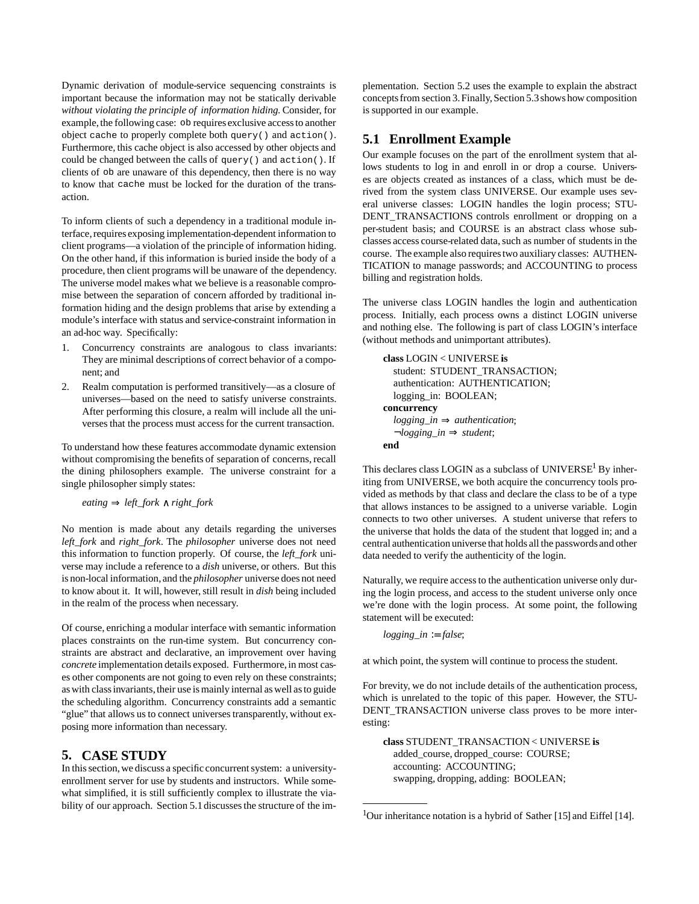Dynamic derivation of module-service sequencing constraints is important because the information may not be statically derivable *without violating the principle of information hiding.* Consider, for example, the following case: `ob` requires exclusive access to another object `cache` to properly complete both `query()` and `action()`. Furthermore, this cache object is also accessed by other objects and could be changed between the calls of `query()` and `action()`. If clients of `ob` are unaware of this dependency, then there is no way to know that `cache` must be locked for the duration of the transaction.

To inform clients of such a dependency in a traditional module interface, requires exposing implementation-dependent information to client programs—a violation of the principle of information hiding. On the other hand, if this information is buried inside the body of a procedure, then client programs will be unaware of the dependency. The universe model makes what we believe is a reasonable compromise between the separation of concern afforded by traditional information hiding and the design problems that arise by extending a module's interface with status and service-constraint information in an ad-hoc way. Specifically:

1. Concurrency constraints are analogous to class invariants: They are minimal descriptions of correct behavior of a component; and
2. Realm computation is performed transitively—as a closure of universes—based on the need to satisfy universe constraints. After performing this closure, a realm will include all the universes that the process must access for the current transaction.

To understand how these features accommodate dynamic extension without compromising the benefits of separation of concerns, recall the dining philosophers example. The universe constraint for a single philosopher simply states:

$$eating \Rightarrow left\_fork \wedge right\_fork$$

No mention is made about any details regarding the universes *left_fork* and *right_fork*. The *philosopher* universe does not need this information to function properly. Of course, the *left_fork* universe may include a reference to a *dish* universe, or others. But this is non-local information, and the *philosopher* universe does not need to know about it. It will, however, still result in *dish* being included in the realm of the process when necessary.

Of course, enriching a modular interface with semantic information places constraints on the run-time system. But concurrency constraints are abstract and declarative, an improvement over having *concrete* implementation details exposed. Furthermore, in most cases other components are not going to even rely on these constraints; as with class invariants, their use is mainly internal as well as to guide the scheduling algorithm. Concurrency constraints add a semantic "glue" that allows us to connect universes transparently, without exposing more information than necessary.

# 5. CASE STUDY

In this section, we discuss a specific concurrent system: a university-enrollment server for use by students and instructors. While somewhat simplified, it is still sufficiently complex to illustrate the viability of our approach. Section 5.1 discusses the structure of the implementation. Section 5.2 uses the example to explain the abstract concepts from section 3. Finally, Section 5.3 shows how composition is supported in our example.

## 5.1 Enrollment Example

Our example focuses on the part of the enrollment system that allows students to log in and enroll in or drop a course. Universes are objects created as instances of a class, which must be derived from the system class UNIVERSE. Our example uses several universe classes: LOGIN handles the login process; STUDENT_TRANSACTIONS controls enrollment or dropping on a per-student basis; and COURSE is an abstract class whose subclasses access course-related data, such as number of students in the course. The example also requires two auxiliary classes: AUTHENTICATION to manage passwords; and ACCOUNTING to process billing and registration holds.

The universe class LOGIN handles the login and authentication process. Initially, each process owns a distinct LOGIN universe and nothing else. The following is part of class LOGIN's interface (without methods and unimportant attributes).

```
class LOGIN < UNIVERSE is
   student: STUDENT_TRANSACTION;
   authentication: AUTHENTICATION;
   logging_in: BOOLEAN;
concurrency
   logging_in ⇒ authentication;
   ¬logging_in ⇒ student;
end
```

This declares class LOGIN as a subclass of UNIVERSE[1] By inheriting from UNIVERSE, we both acquire the concurrency tools provided as methods by that class and declare the class to be of a type that allows instances to be assigned to a universe variable. Login connects to two other universes. A student universe that refers to the universe that holds the data of the student that logged in; and a central authentication universe that holds all the passwords and other data needed to verify the authenticity of the login.

Naturally, we require access to the authentication universe only during the login process, and access to the student universe only once we're done with the login process. At some point, the following statement will be executed:

$$logging\_in := false;$$

at which point, the system will continue to process the student.

For brevity, we do not include details of the authentication process, which is unrelated to the topic of this paper. However, the STUDENT_TRANSACTION universe class proves to be more interesting:

```
class STUDENT_TRANSACTION < UNIVERSE is
   added_course, dropped_course: COURSE;
   accounting: ACCOUNTING;
   swapping, dropping, adding: BOOLEAN;
```

[1] Our inheritance notation is a hybrid of Sather [15] and Eiffel [14].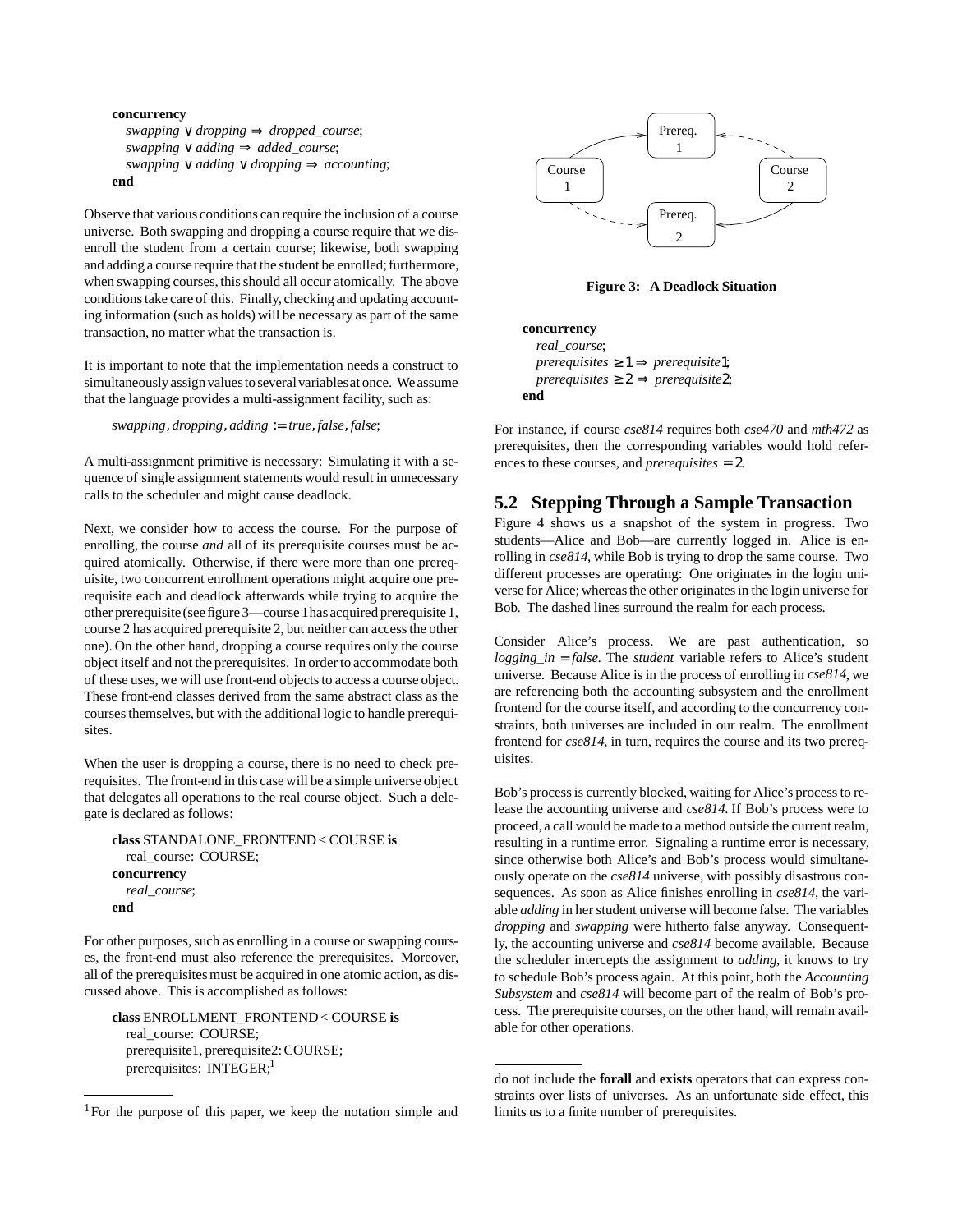**concurrency**
  *swapping* ∨ *dropping* ⇒ *dropped_course*;
  *swapping* ∨ *adding* ⇒ *added_course*;
  *swapping* ∨ *adding* ∨ *dropping* ⇒ *accounting*;
**end**

Observe that various conditions can require the inclusion of a course universe. Both swapping and dropping a course require that we disenroll the student from a certain course; likewise, both swapping and adding a course require that the student be enrolled; furthermore, when swapping courses, this should all occur atomically. The above conditions take care of this. Finally, checking and updating accounting information (such as holds) will be necessary as part of the same transaction, no matter what the transaction is.

It is important to note that the implementation needs a construct to simultaneously assign values to several variables at once. We assume that the language provides a multi-assignment facility, such as:

  *swapping*, *dropping*, *adding* := *true*, *false*, *false*;

A multi-assignment primitive is necessary: Simulating it with a sequence of single assignment statements would result in unnecessary calls to the scheduler and might cause deadlock.

Next, we consider how to access the course. For the purpose of enrolling, the course *and* all of its prerequisite courses must be acquired atomically. Otherwise, if there were more than one prerequisite, two concurrent enrollment operations might acquire one prerequisite each and deadlock afterwards while trying to acquire the other prerequisite (see figure 3—course 1 has acquired prerequisite 1, course 2 has acquired prerequisite 2, but neither can access the other one). On the other hand, dropping a course requires only the course object itself and not the prerequisites. In order to accommodate both of these uses, we will use front-end objects to access a course object. These front-end classes derived from the same abstract class as the courses themselves, but with the additional logic to handle prerequisites.

When the user is dropping a course, there is no need to check prerequisites. The front-end in this case will be a simple universe object that delegates all operations to the real course object. Such a delegate is declared as follows:

```
class STANDALONE_FRONTEND < COURSE is
   real_course: COURSE;
concurrency
   real_course;
end
```

For other purposes, such as enrolling in a course or swapping courses, the front-end must also reference the prerequisites. Moreover, all of the prerequisites must be acquired in one atomic action, as discussed above. This is accomplished as follows:

```
class ENROLLMENT_FRONTEND < COURSE is
   real_course: COURSE;
   prerequisite1, prerequisite2: COURSE;
   prerequisites: INTEGER;[1]
```

**Figure 3: A Deadlock Situation**

```
concurrency
   real_course;
   prerequisites ≥ 1 ⇒ prerequisite1;
   prerequisites ≥ 2 ⇒ prerequisite2;
end
```

For instance, if course *cse814* requires both *cse470* and *mth472* as prerequisites, then the corresponding variables would hold references to these courses, and $prerequisites = 2$.

## 5.2 Stepping Through a Sample Transaction

Figure 4 shows us a snapshot of the system in progress. Two students—Alice and Bob—are currently logged in. Alice is enrolling in *cse814*, while Bob is trying to drop the same course. Two different processes are operating: One originates in the login universe for Alice; whereas the other originates in the login universe for Bob. The dashed lines surround the realm for each process.

Consider Alice's process. We are past authentication, so $logging\_in = false$. The *student* variable refers to Alice's student universe. Because Alice is in the process of enrolling in *cse814*, we are referencing both the accounting subsystem and the enrollment frontend for the course itself, and according to the concurrency constraints, both universes are included in our realm. The enrollment frontend for *cse814*, in turn, requires the course and its two prerequisites.

Bob's process is currently blocked, waiting for Alice's process to release the accounting universe and *cse814*. If Bob's process were to proceed, a call would be made to a method outside the current realm, resulting in a runtime error. Signaling a runtime error is necessary, since otherwise both Alice's and Bob's process would simultaneously operate on the *cse814* universe, with possibly disastrous consequences. As soon as Alice finishes enrolling in *cse814*, the variable *adding* in her student universe will become false. The variables *dropping* and *swapping* were hitherto false anyway. Consequently, the accounting universe and *cse814* become available. Because the scheduler intercepts the assignment to *adding*, it knows to try to schedule Bob's process again. At this point, both the *Accounting Subsystem* and *cse814* will become part of the realm of Bob's process. The prerequisite courses, on the other hand, will remain available for other operations.

---

[1] For the purpose of this paper, we keep the notation simple and do not include the **forall** and **exists** operators that can express constraints over lists of universes. As an unfortunate side effect, this limits us to a finite number of prerequisites.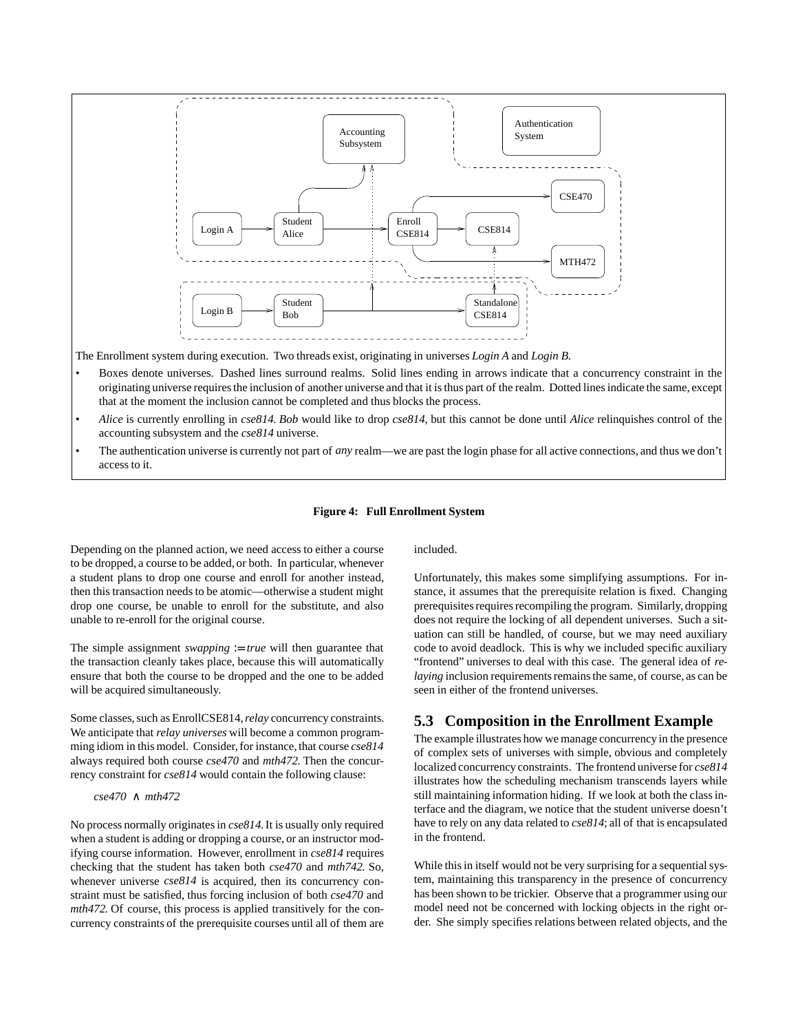The Enrollment system during execution. Two threads exist, originating in universes *Login A* and *Login B.*

- Boxes denote universes. Dashed lines surround realms. Solid lines ending in arrows indicate that a concurrency constraint in the originating universe requires the inclusion of another universe and that it is thus part of the realm. Dotted lines indicate the same, except that at the moment the inclusion cannot be completed and thus blocks the process.
- *Alice* is currently enrolling in *cse814. Bob* would like to drop *cse814*, but this cannot be done until *Alice* relinquishes control of the accounting subsystem and the *cse814* universe.
- The authentication universe is currently not part of *any* realm—we are past the login phase for all active connections, and thus we don't access to it.

**Figure 4: Full Enrollment System**

Depending on the planned action, we need access to either a course to be dropped, a course to be added, or both. In particular, whenever a student plans to drop one course and enroll for another instead, then this transaction needs to be atomic—otherwise a student might drop one course, be unable to enroll for the substitute, and also unable to re-enroll for the original course.

The simple assignment *swapping* := *true* will then guarantee that the transaction cleanly takes place, because this will automatically ensure that both the course to be dropped and the one to be added will be acquired simultaneously.

Some classes, such as EnrollCSE814, *relay* concurrency constraints. We anticipate that *relay universes* will become a common programming idiom in this model. Consider, for instance, that course *cse814* always required both course *cse470* and *mth472.* Then the concurrency constraint for *cse814* would contain the following clause:

$$cse470 \land mth472$$

No process normally originates in *cse814.* It is usually only required when a student is adding or dropping a course, or an instructor modifying course information. However, enrollment in *cse814* requires checking that the student has taken both *cse470* and *mth742.* So, whenever universe *cse814* is acquired, then its concurrency constraint must be satisfied, thus forcing inclusion of both *cse470* and *mth472.* Of course, this process is applied transitively for the concurrency constraints of the prerequisite courses until all of them are included.

Unfortunately, this makes some simplifying assumptions. For instance, it assumes that the prerequisite relation is fixed. Changing prerequisites requires recompiling the program. Similarly, dropping does not require the locking of all dependent universes. Such a situation can still be handled, of course, but we may need auxiliary code to avoid deadlock. This is why we included specific auxiliary "frontend" universes to deal with this case. The general idea of *relaying* inclusion requirements remains the same, of course, as can be seen in either of the frontend universes.

## 5.3 Composition in the Enrollment Example

The example illustrates how we manage concurrency in the presence of complex sets of universes with simple, obvious and completely localized concurrency constraints. The frontend universe for *cse814* illustrates how the scheduling mechanism transcends layers while still maintaining information hiding. If we look at both the class interface and the diagram, we notice that the student universe doesn't have to rely on any data related to *cse814*; all of that is encapsulated in the frontend.

While this in itself would not be very surprising for a sequential system, maintaining this transparency in the presence of concurrency has been shown to be trickier. Observe that a programmer using our model need not be concerned with locking objects in the right order. She simply specifies relations between related objects, and the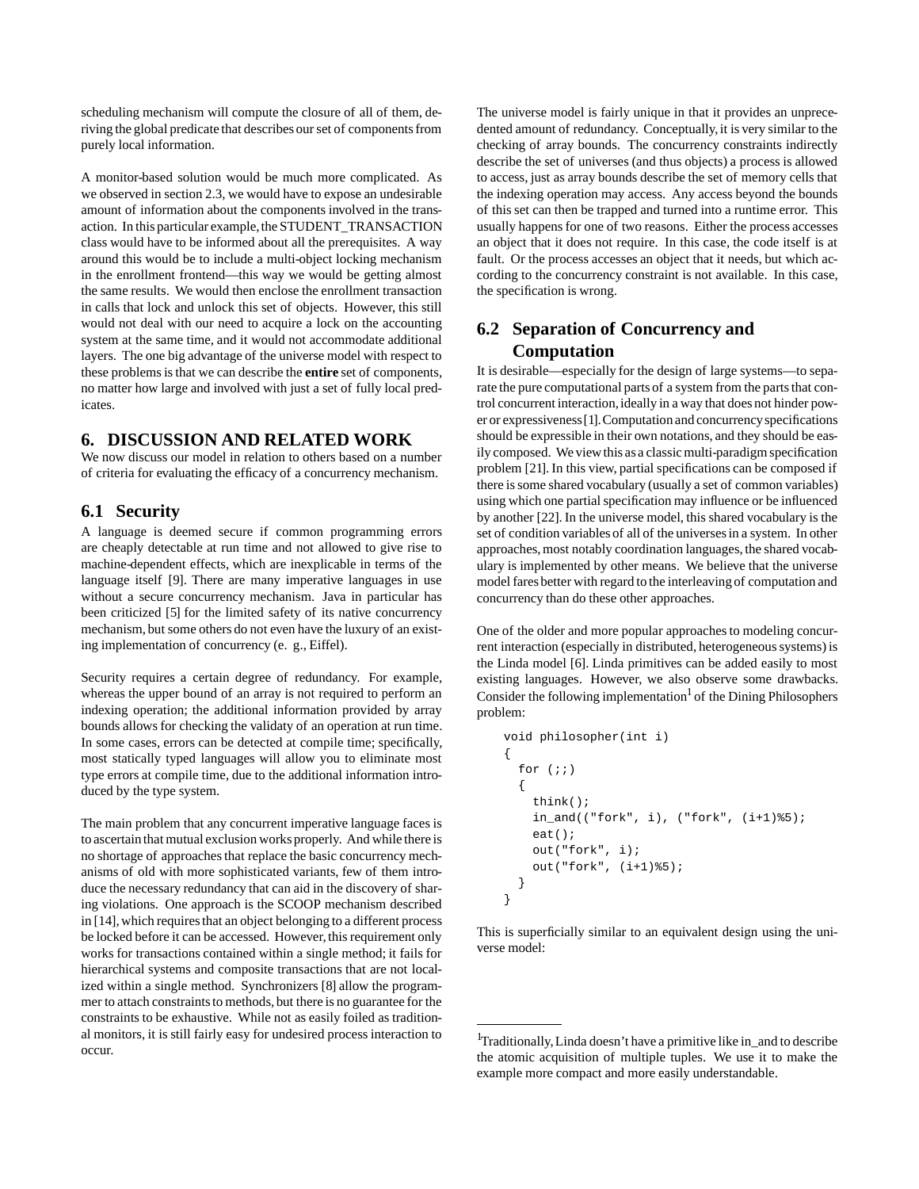scheduling mechanism will compute the closure of all of them, deriving the global predicate that describes our set of components from purely local information.

A monitor-based solution would be much more complicated. As we observed in section 2.3, we would have to expose an undesirable amount of information about the components involved in the transaction. In this particular example, the STUDENT_TRANSACTION class would have to be informed about all the prerequisites. A way around this would be to include a multi-object locking mechanism in the enrollment frontend—this way we would be getting almost the same results. We would then enclose the enrollment transaction in calls that lock and unlock this set of objects. However, this still would not deal with our need to acquire a lock on the accounting system at the same time, and it would not accommodate additional layers. The one big advantage of the universe model with respect to these problems is that we can describe the **entire** set of components, no matter how large and involved with just a set of fully local predicates.

## 6. DISCUSSION AND RELATED WORK

We now discuss our model in relation to others based on a number of criteria for evaluating the efficacy of a concurrency mechanism.

### 6.1 Security

A language is deemed secure if common programming errors are cheaply detectable at run time and not allowed to give rise to machine-dependent effects, which are inexplicable in terms of the language itself [9]. There are many imperative languages in use without a secure concurrency mechanism. Java in particular has been criticized [5] for the limited safety of its native concurrency mechanism, but some others do not even have the luxury of an existing implementation of concurrency (e. g., Eiffel).

Security requires a certain degree of redundancy. For example, whereas the upper bound of an array is not required to perform an indexing operation; the additional information provided by array bounds allows for checking the validaty of an operation at run time. In some cases, errors can be detected at compile time; specifically, most statically typed languages will allow you to eliminate most type errors at compile time, due to the additional information introduced by the type system.

The main problem that any concurrent imperative language faces is to ascertain that mutual exclusion works properly. And while there is no shortage of approaches that replace the basic concurrency mechanisms of old with more sophisticated variants, few of them introduce the necessary redundancy that can aid in the discovery of sharing violations. One approach is the SCOOP mechanism described in [14], which requires that an object belonging to a different process be locked before it can be accessed. However, this requirement only works for transactions contained within a single method; it fails for hierarchical systems and composite transactions that are not localized within a single method. Synchronizers [8] allow the programmer to attach constraints to methods, but there is no guarantee for the constraints to be exhaustive. While not as easily foiled as traditional monitors, it is still fairly easy for undesired process interaction to occur.

The universe model is fairly unique in that it provides an unprecedented amount of redundancy. Conceptually, it is very similar to the checking of array bounds. The concurrency constraints indirectly describe the set of universes (and thus objects) a process is allowed to access, just as array bounds describe the set of memory cells that the indexing operation may access. Any access beyond the bounds of this set can then be trapped and turned into a runtime error. This usually happens for one of two reasons. Either the process accesses an object that it does not require. In this case, the code itself is at fault. Or the process accesses an object that it needs, but which according to the concurrency constraint is not available. In this case, the specification is wrong.

### 6.2 Separation of Concurrency and Computation

It is desirable—especially for the design of large systems—to separate the pure computational parts of a system from the parts that control concurrent interaction, ideally in a way that does not hinder power or expressiveness [1]. Computation and concurrency specifications should be expressible in their own notations, and they should be easily composed. We view this as a classic multi-paradigm specification problem [21]. In this view, partial specifications can be composed if there is some shared vocabulary (usually a set of common variables) using which one partial specification may influence or be influenced by another [22]. In the universe model, this shared vocabulary is the set of condition variables of all of the universes in a system. In other approaches, most notably coordination languages, the shared vocabulary is implemented by other means. We believe that the universe model fares better with regard to the interleaving of computation and concurrency than do these other approaches.

One of the older and more popular approaches to modeling concurrent interaction (especially in distributed, heterogeneous systems) is the Linda model [6]. Linda primitives can be added easily to most existing languages. However, we also observe some drawbacks. Consider the following implementation[1] of the Dining Philosophers problem:

```
void philosopher(int i)
{
  for (;;)
  {
    think();
    in_and(("fork", i), ("fork", (i+1)%5);
    eat();
    out("fork", i);
    out("fork", (i+1)%5);
  }
}
```

This is superficially similar to an equivalent design using the universe model:

[1] Traditionally, Linda doesn't have a primitive like in_and to describe the atomic acquisition of multiple tuples. We use it to make the example more compact and more easily understandable.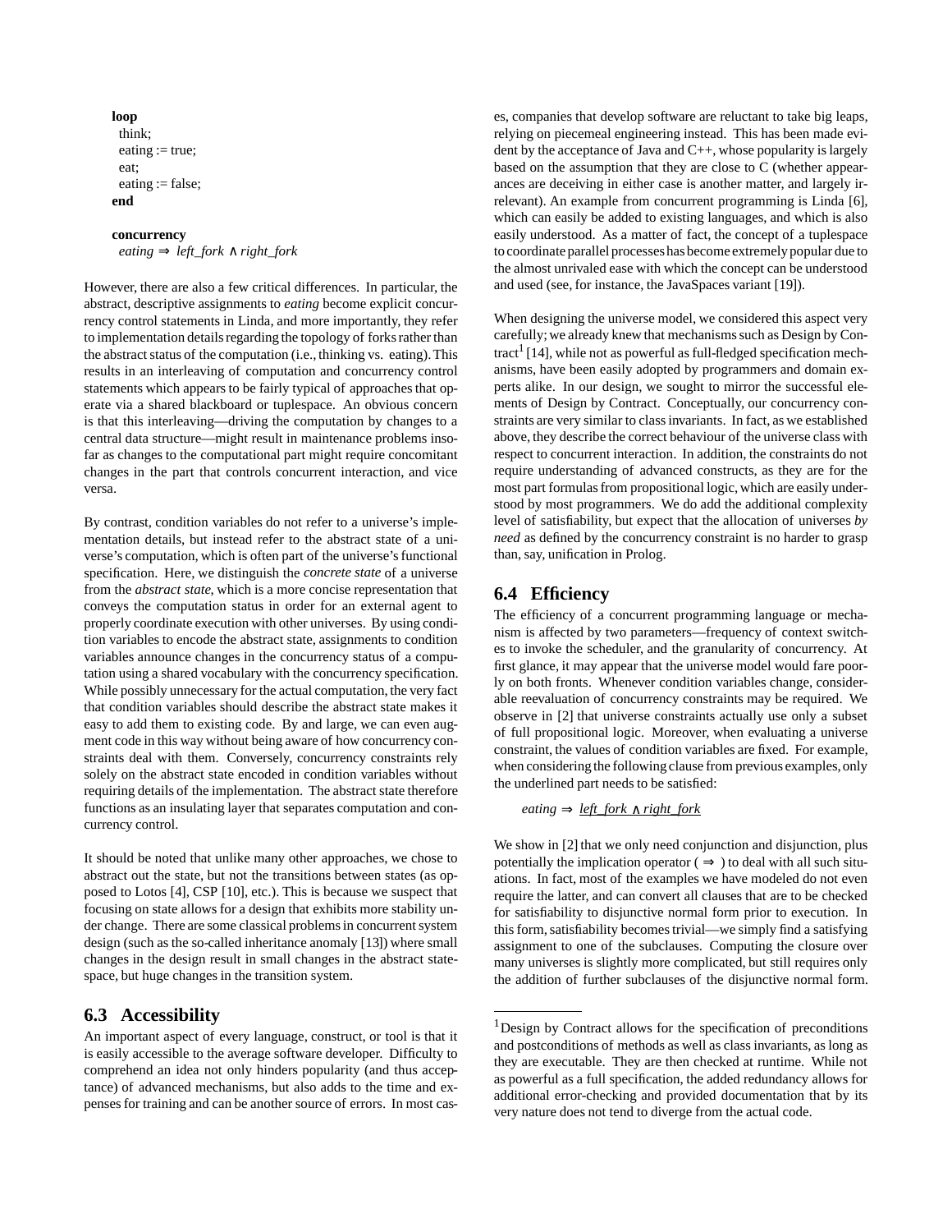```
loop
  think;
  eating := true;
  eat;
  eating := false;
end

concurrency
  eating ⇒ left_fork ∧ right_fork
```

However, there are also a few critical differences. In particular, the abstract, descriptive assignments to *eating* become explicit concurrency control statements in Linda, and more importantly, they refer to implementation details regarding the topology of forks rather than the abstract status of the computation (i.e., thinking vs. eating). This results in an interleaving of computation and concurrency control statements which appears to be fairly typical of approaches that operate via a shared blackboard or tuplespace. An obvious concern is that this interleaving—driving the computation by changes to a central data structure—might result in maintenance problems insofar as changes to the computational part might require concomitant changes in the part that controls concurrent interaction, and vice versa.

By contrast, condition variables do not refer to a universe's implementation details, but instead refer to the abstract state of a universe's computation, which is often part of the universe's functional specification. Here, we distinguish the *concrete state* of a universe from the *abstract state*, which is a more concise representation that conveys the computation status in order for an external agent to properly coordinate execution with other universes. By using condition variables to encode the abstract state, assignments to condition variables announce changes in the concurrency status of a computation using a shared vocabulary with the concurrency specification. While possibly unnecessary for the actual computation, the very fact that condition variables should describe the abstract state makes it easy to add them to existing code. By and large, we can even augment code in this way without being aware of how concurrency constraints deal with them. Conversely, concurrency constraints rely solely on the abstract state encoded in condition variables without requiring details of the implementation. The abstract state therefore functions as an insulating layer that separates computation and concurrency control.

It should be noted that unlike many other approaches, we chose to abstract out the state, but not the transitions between states (as opposed to Lotos [4], CSP [10], etc.). This is because we suspect that focusing on state allows for a design that exhibits more stability under change. There are some classical problems in concurrent system design (such as the so-called inheritance anomaly [13]) where small changes in the design result in small changes in the abstract statespace, but huge changes in the transition system.

## 6.3 Accessibility

An important aspect of every language, construct, or tool is that it is easily accessible to the average software developer. Difficulty to comprehend an idea not only hinders popularity (and thus acceptance) of advanced mechanisms, but also adds to the time and expenses for training and can be another source of errors. In most cases, companies that develop software are reluctant to take big leaps, relying on piecemeal engineering instead. This has been made evident by the acceptance of Java and C++, whose popularity is largely based on the assumption that they are close to C (whether appearances are deceiving in either case is another matter, and largely irrelevant). An example from concurrent programming is Linda [6], which can easily be added to existing languages, and which is also easily understood. As a matter of fact, the concept of a tuplespace to coordinate parallel processes has become extremely popular due to the almost unrivaled ease with which the concept can be understood and used (see, for instance, the JavaSpaces variant [19]).

When designing the universe model, we considered this aspect very carefully; we already knew that mechanisms such as Design by Contract[1] [14], while not as powerful as full-fledged specification mechanisms, have been easily adopted by programmers and domain experts alike. In our design, we sought to mirror the successful elements of Design by Contract. Conceptually, our concurrency constraints are very similar to class invariants. In fact, as we established above, they describe the correct behaviour of the universe class with respect to concurrent interaction. In addition, the constraints do not require understanding of advanced constructs, as they are for the most part formulas from propositional logic, which are easily understood by most programmers. We do add the additional complexity level of satisfiability, but expect that the allocation of universes *by need* as defined by the concurrency constraint is no harder to grasp than, say, unification in Prolog.

## 6.4 Efficiency

The efficiency of a concurrent programming language or mechanism is affected by two parameters—frequency of context switches to invoke the scheduler, and the granularity of concurrency. At first glance, it may appear that the universe model would fare poorly on both fronts. Whenever condition variables change, considerable reevaluation of concurrency constraints may be required. We observe in [2] that universe constraints actually use only a subset of full propositional logic. Moreover, when evaluating a universe constraint, the values of condition variables are fixed. For example, when considering the following clause from previous examples, only the underlined part needs to be satisfied:

$$eating \Rightarrow \underline{left\_fork \wedge right\_fork}$$

We show in [2] that we only need conjunction and disjunction, plus potentially the implication operator ($\Rightarrow$) to deal with all such situations. In fact, most of the examples we have modeled do not even require the latter, and can convert all clauses that are to be checked for satisfiability to disjunctive normal form prior to execution. In this form, satisfiability becomes trivial—we simply find a satisfying assignment to one of the subclauses. Computing the closure over many universes is slightly more complicated, but still requires only the addition of further subclauses of the disjunctive normal form.

---

[1] Design by Contract allows for the specification of preconditions and postconditions of methods as well as class invariants, as long as they are executable. They are then checked at runtime. While not as powerful as a full specification, the added redundancy allows for additional error-checking and provided documentation that by its very nature does not tend to diverge from the actual code.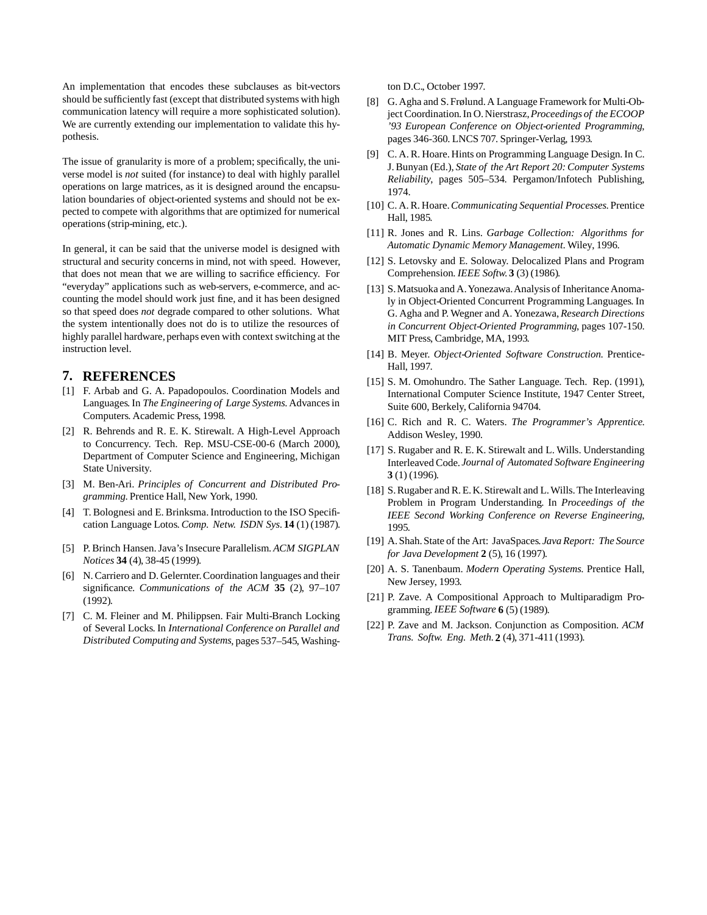An implementation that encodes these subclauses as bit-vectors should be sufficiently fast (except that distributed systems with high communication latency will require a more sophisticated solution). We are currently extending our implementation to validate this hypothesis.

The issue of granularity is more of a problem; specifically, the universe model is *not* suited (for instance) to deal with highly parallel operations on large matrices, as it is designed around the encapsulation boundaries of object-oriented systems and should not be expected to compete with algorithms that are optimized for numerical operations (strip-mining, etc.).

In general, it can be said that the universe model is designed with structural and security concerns in mind, not with speed. However, that does not mean that we are willing to sacrifice efficiency. For "everyday" applications such as web-servers, e-commerce, and accounting the model should work just fine, and it has been designed so that speed does *not* degrade compared to other solutions. What the system intentionally does not do is to utilize the resources of highly parallel hardware, perhaps even with context switching at the instruction level.

## 7. REFERENCES

[1] F. Arbab and G. A. Papadopoulos. Coordination Models and Languages. In *The Engineering of Large Systems.* Advances in Computers. Academic Press, 1998.

[2] R. Behrends and R. E. K. Stirewalt. A High-Level Approach to Concurrency. Tech. Rep. MSU-CSE-00-6 (March 2000), Department of Computer Science and Engineering, Michigan State University.

[3] M. Ben-Ari. *Principles of Concurrent and Distributed Programming.* Prentice Hall, New York, 1990.

[4] T. Bolognesi and E. Brinksma. Introduction to the ISO Specification Language Lotos. *Comp. Netw. ISDN Sys.* **14** (1) (1987).

[5] P. Brinch Hansen. Java's Insecure Parallelism. *ACM SIGPLAN Notices* **34** (4), 38-45 (1999).

[6] N. Carriero and D. Gelernter. Coordination languages and their significance. *Communications of the ACM* **35** (2), 97–107 (1992).

[7] C. M. Fleiner and M. Philippsen. Fair Multi-Branch Locking of Several Locks. In *International Conference on Parallel and Distributed Computing and Systems*, pages 537–545, Washington D.C., October 1997.

[8] G. Agha and S. Frølund. A Language Framework for Multi-Object Coordination. In O. Nierstrasz, *Proceedings of the ECOOP '93 European Conference on Object-oriented Programming*, pages 346-360. LNCS 707. Springer-Verlag, 1993.

[9] C. A. R. Hoare. Hints on Programming Language Design. In C. J. Bunyan (Ed.), *State of the Art Report 20: Computer Systems Reliability*, pages 505–534. Pergamon/Infotech Publishing, 1974.

[10] C. A. R. Hoare. *Communicating Sequential Processes.* Prentice Hall, 1985.

[11] R. Jones and R. Lins. *Garbage Collection: Algorithms for Automatic Dynamic Memory Management.* Wiley, 1996.

[12] S. Letovsky and E. Soloway. Delocalized Plans and Program Comprehension. *IEEE Softw.* **3** (3) (1986).

[13] S. Matsuoka and A. Yonezawa. Analysis of Inheritance Anomaly in Object-Oriented Concurrent Programming Languages. In G. Agha and P. Wegner and A. Yonezawa, *Research Directions in Concurrent Object-Oriented Programming*, pages 107-150. MIT Press, Cambridge, MA, 1993.

[14] B. Meyer. *Object-Oriented Software Construction.* Prentice-Hall, 1997.

[15] S. M. Omohundro. The Sather Language. Tech. Rep. (1991), International Computer Science Institute, 1947 Center Street, Suite 600, Berkely, California 94704.

[16] C. Rich and R. C. Waters. *The Programmer's Apprentice.* Addison Wesley, 1990.

[17] S. Rugaber and R. E. K. Stirewalt and L. Wills. Understanding Interleaved Code. *Journal of Automated Software Engineering* **3** (1) (1996).

[18] S. Rugaber and R. E. K. Stirewalt and L. Wills. The Interleaving Problem in Program Understanding. In *Proceedings of the IEEE Second Working Conference on Reverse Engineering*, 1995.

[19] A. Shah. State of the Art: JavaSpaces. *Java Report: The Source for Java Development* **2** (5), 16 (1997).

[20] A. S. Tanenbaum. *Modern Operating Systems.* Prentice Hall, New Jersey, 1993.

[21] P. Zave. A Compositional Approach to Multiparadigm Programming. *IEEE Software* **6** (5) (1989).

[22] P. Zave and M. Jackson. Conjunction as Composition. *ACM Trans. Softw. Eng. Meth.* **2** (4), 371-411 (1993).